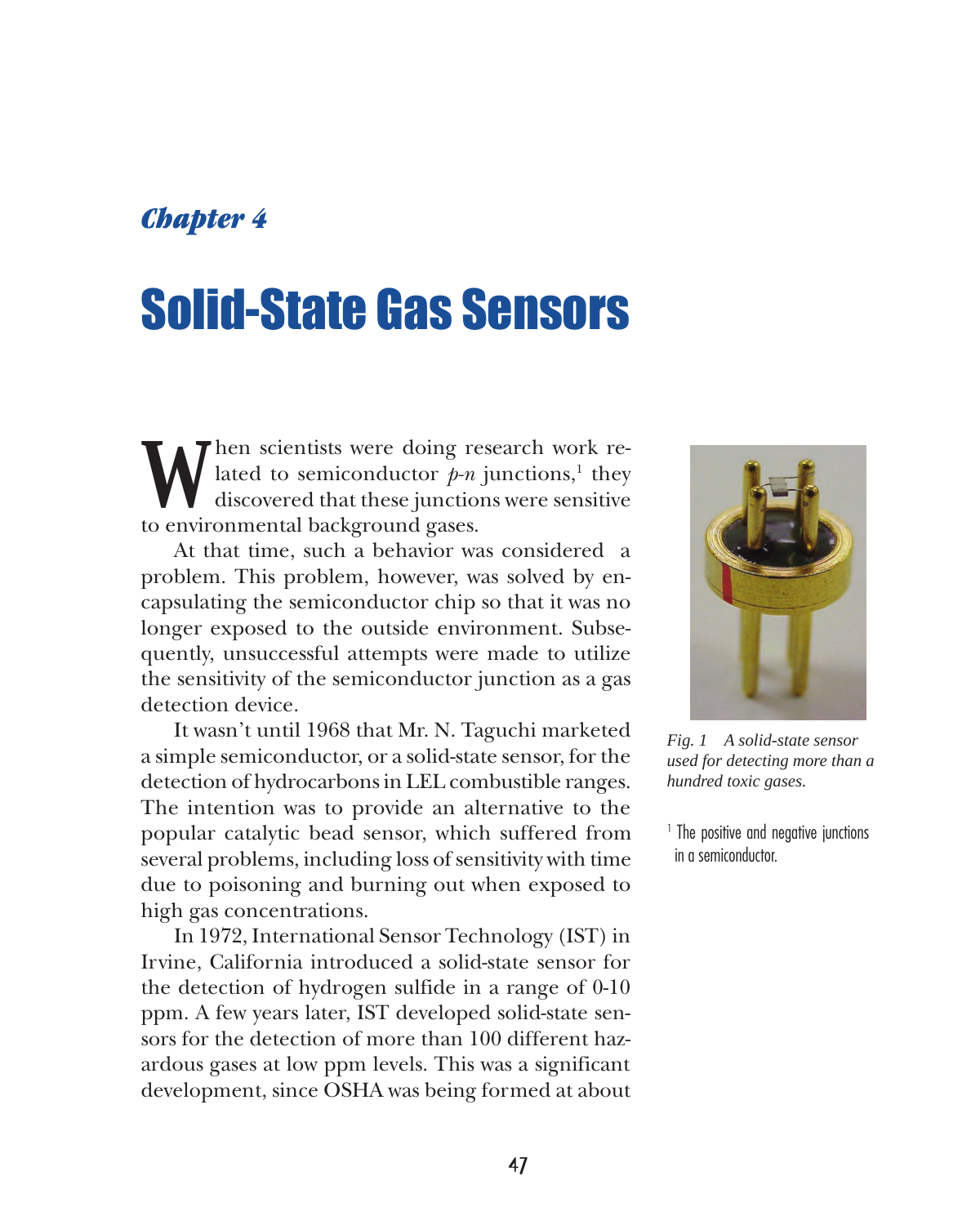*Chapter 4*

# Solid-State Gas Sensors

When scientists were doing research work related to semiconductor *p-n* junctions,[1] they discovered that these junctions were sensitive to environmental background gases.

At that time, such a behavior was considered a problem. This problem, however, was solved by encapsulating the semiconductor chip so that it was no longer exposed to the outside environment. Subsequently, unsuccessful attempts were made to utilize the sensitivity of the semiconductor junction as a gas detection device.

It wasn't until 1968 that Mr. N. Taguchi marketed a simple semiconductor, or a solid-state sensor, for the detection of hydrocarbons in LEL combustible ranges. The intention was to provide an alternative to the popular catalytic bead sensor, which suffered from several problems, including loss of sensitivity with time due to poisoning and burning out when exposed to high gas concentrations.

In 1972, International Sensor Technology (IST) in Irvine, California introduced a solid-state sensor for the detection of hydrogen sulfide in a range of 0-10 ppm. A few years later, IST developed solid-state sensors for the detection of more than 100 different hazardous gases at low ppm levels. This was a significant development, since OSHA was being formed at about

*Fig. 1 A solid-state sensor used for detecting more than a hundred toxic gases.*

[1] The positive and negative junctions in a semiconductor.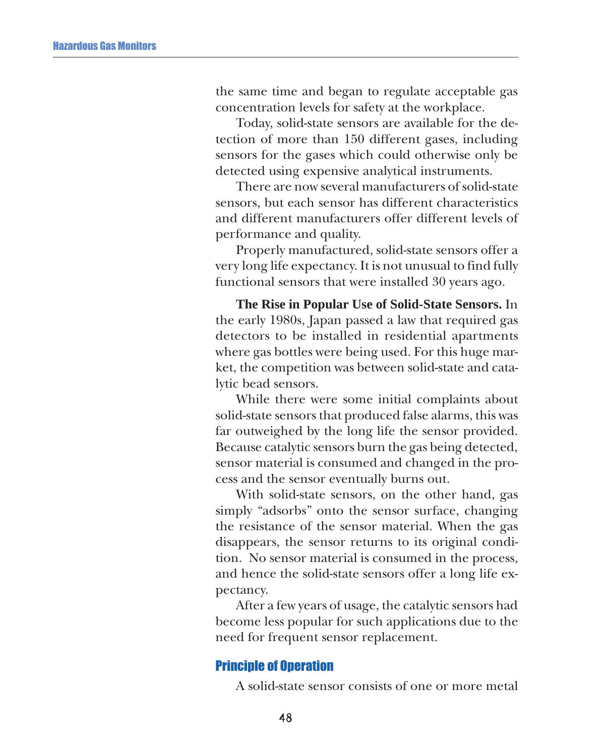the same time and began to regulate acceptable gas concentration levels for safety at the workplace.

Today, solid-state sensors are available for the detection of more than 150 different gases, including sensors for the gases which could otherwise only be detected using expensive analytical instruments.

There are now several manufacturers of solid-state sensors, but each sensor has different characteristics and different manufacturers offer different levels of performance and quality.

Properly manufactured, solid-state sensors offer a very long life expectancy. It is not unusual to find fully functional sensors that were installed 30 years ago.

**The Rise in Popular Use of Solid-State Sensors.** In the early 1980s, Japan passed a law that required gas detectors to be installed in residential apartments where gas bottles were being used. For this huge market, the competition was between solid-state and catalytic bead sensors.

While there were some initial complaints about solid-state sensors that produced false alarms, this was far outweighed by the long life the sensor provided. Because catalytic sensors burn the gas being detected, sensor material is consumed and changed in the process and the sensor eventually burns out.

With solid-state sensors, on the other hand, gas simply "adsorbs" onto the sensor surface, changing the resistance of the sensor material. When the gas disappears, the sensor returns to its original condition. No sensor material is consumed in the process, and hence the solid-state sensors offer a long life expectancy.

After a few years of usage, the catalytic sensors had become less popular for such applications due to the need for frequent sensor replacement.

## Principle of Operation

A solid-state sensor consists of one or more metal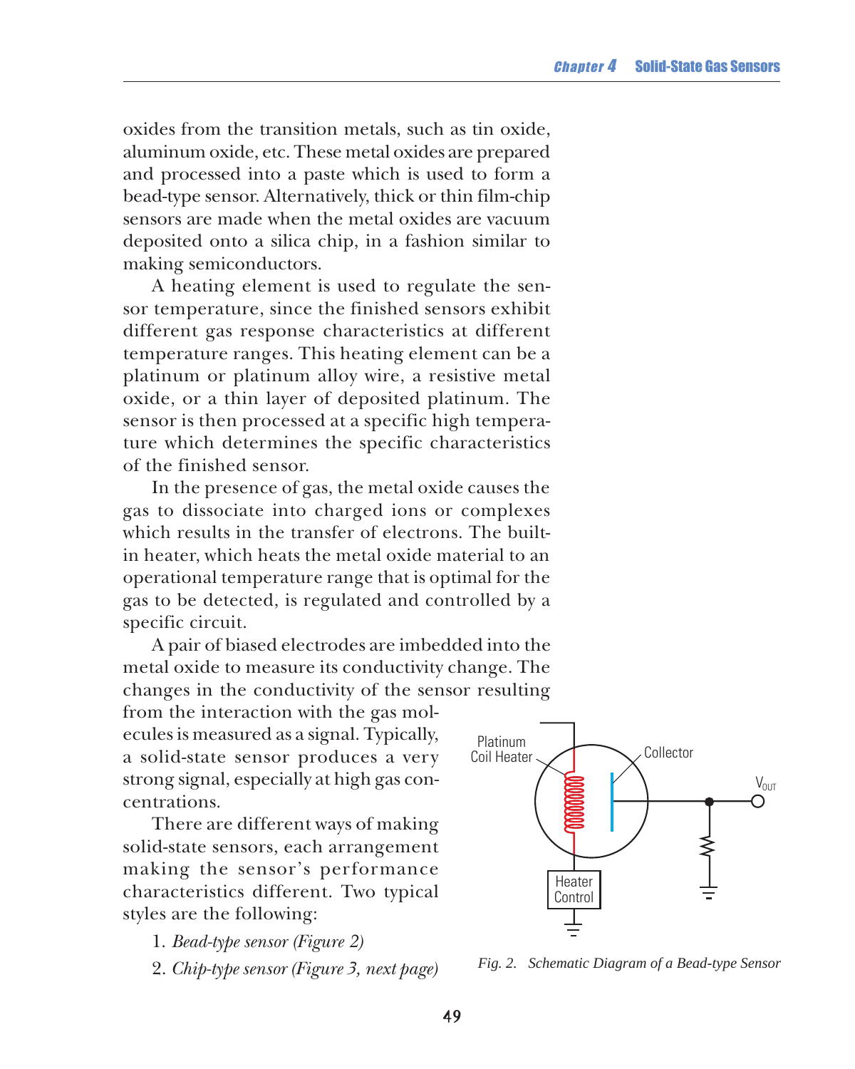oxides from the transition metals, such as tin oxide, aluminum oxide, etc. These metal oxides are prepared and processed into a paste which is used to form a bead-type sensor. Alternatively, thick or thin film-chip sensors are made when the metal oxides are vacuum deposited onto a silica chip, in a fashion similar to making semiconductors.

A heating element is used to regulate the sensor temperature, since the finished sensors exhibit different gas response characteristics at different temperature ranges. This heating element can be a platinum or platinum alloy wire, a resistive metal oxide, or a thin layer of deposited platinum. The sensor is then processed at a specific high temperature which determines the specific characteristics of the finished sensor.

In the presence of gas, the metal oxide causes the gas to dissociate into charged ions or complexes which results in the transfer of electrons. The built-in heater, which heats the metal oxide material to an operational temperature range that is optimal for the gas to be detected, is regulated and controlled by a specific circuit.

A pair of biased electrodes are imbedded into the metal oxide to measure its conductivity change. The changes in the conductivity of the sensor resulting from the interaction with the gas molecules is measured as a signal. Typically, a solid-state sensor produces a very strong signal, especially at high gas concentrations.

There are different ways of making solid-state sensors, each arrangement making the sensor's performance characteristics different. Two typical styles are the following:

1. *Bead-type sensor (Figure 2)*
2. *Chip-type sensor (Figure 3, next page)*

Platinum Coil Heater

Collector

$V_{OUT}$

Heater Control

*Fig. 2. Schematic Diagram of a Bead-type Sensor*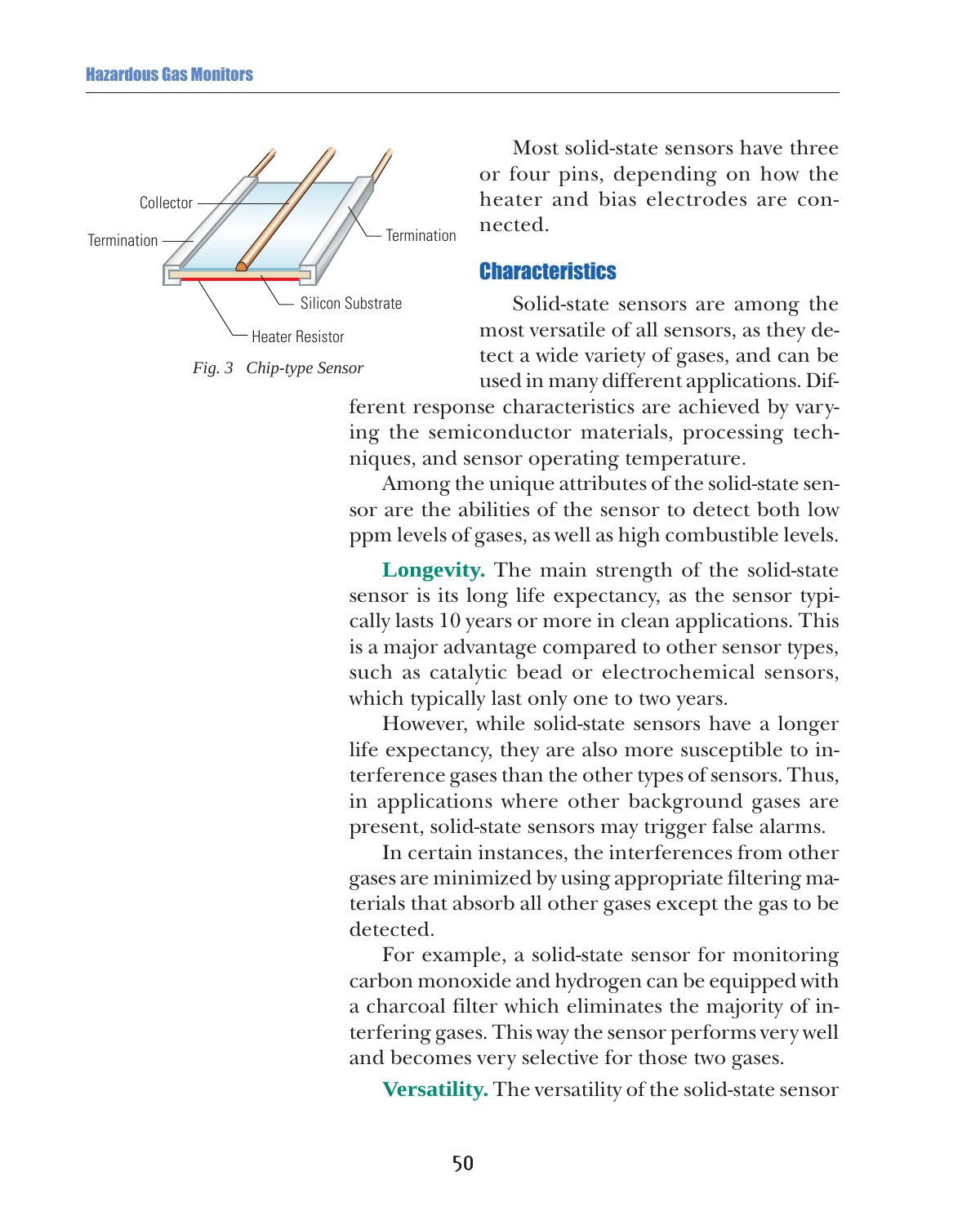Fig. 3 Chip-type Sensor

Most solid-state sensors have three or four pins, depending on how the heater and bias electrodes are connected.

## Characteristics

Solid-state sensors are among the most versatile of all sensors, as they detect a wide variety of gases, and can be used in many different applications. Different response characteristics are achieved by varying the semiconductor materials, processing techniques, and sensor operating temperature.

Among the unique attributes of the solid-state sensor are the abilities of the sensor to detect both low ppm levels of gases, as well as high combustible levels.

**Longevity.** The main strength of the solid-state sensor is its long life expectancy, as the sensor typically lasts 10 years or more in clean applications. This is a major advantage compared to other sensor types, such as catalytic bead or electrochemical sensors, which typically last only one to two years.

However, while solid-state sensors have a longer life expectancy, they are also more susceptible to interference gases than the other types of sensors. Thus, in applications where other background gases are present, solid-state sensors may trigger false alarms.

In certain instances, the interferences from other gases are minimized by using appropriate filtering materials that absorb all other gases except the gas to be detected.

For example, a solid-state sensor for monitoring carbon monoxide and hydrogen can be equipped with a charcoal filter which eliminates the majority of interfering gases. This way the sensor performs very well and becomes very selective for those two gases.

**Versatility.** The versatility of the solid-state sensor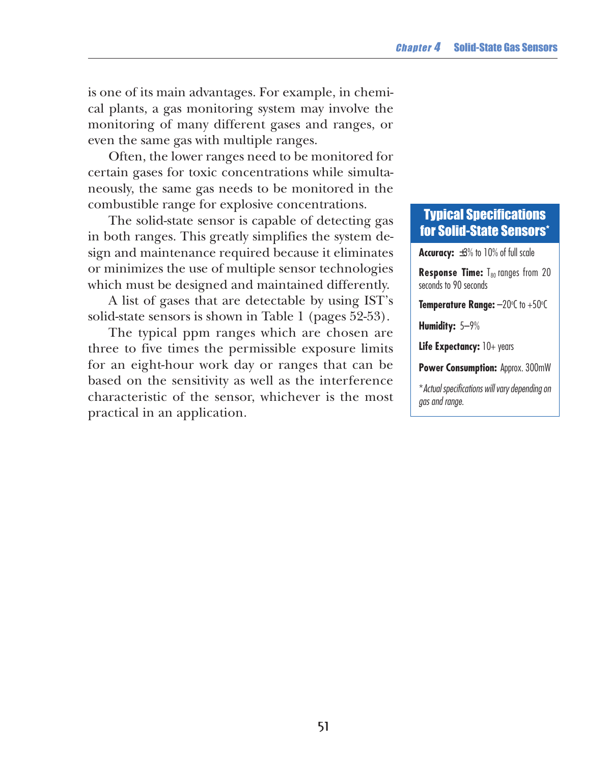is one of its main advantages. For example, in chemical plants, a gas monitoring system may involve the monitoring of many different gases and ranges, or even the same gas with multiple ranges.

Often, the lower ranges need to be monitored for certain gases for toxic concentrations while simultaneously, the same gas needs to be monitored in the combustible range for explosive concentrations.

The solid-state sensor is capable of detecting gas in both ranges. This greatly simplifies the system design and maintenance required because it eliminates or minimizes the use of multiple sensor technologies which must be designed and maintained differently.

A list of gases that are detectable by using IST's solid-state sensors is shown in Table 1 (pages 52-53).

The typical ppm ranges which are chosen are three to five times the permissible exposure limits for an eight-hour work day or ranges that can be based on the sensitivity as well as the interference characteristic of the sensor, whichever is the most practical in an application.

### Typical Specifications for Solid-State Sensors*

**Accuracy:** ±3% to 10% of full scale

**Response Time:** $T_{80}$ ranges from 20 seconds to 90 seconds

**Temperature Range:** –20°C to +50°C

**Humidity:** 5–9%

**Life Expectancy:** 10+ years

**Power Consumption:** Approx. 300mW

*\*Actual specifications will vary depending on gas and range.*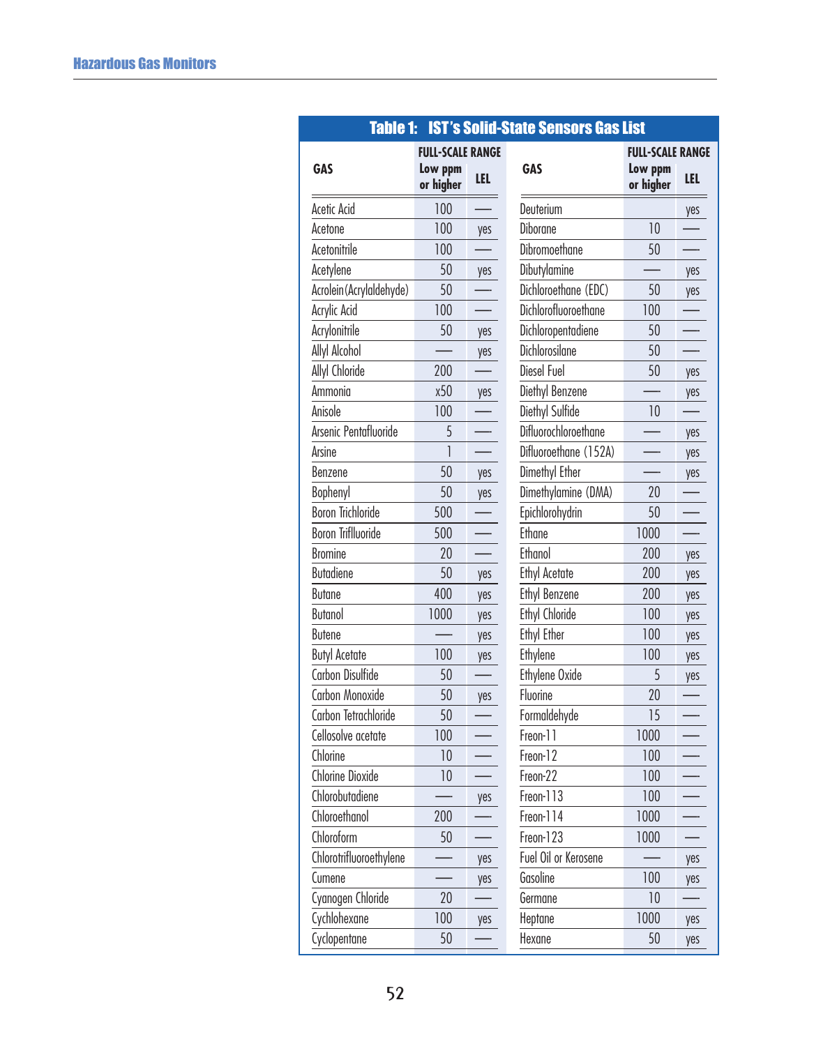**Table 1: IST's Solid-State Sensors Gas List**

| GAS | FULL-SCALE RANGE Low ppm or higher | LEL | GAS | FULL-SCALE RANGE Low ppm or higher | LEL |
|---|---|---|---|---|---|
| Acetic Acid | 100 | — | Deuterium | | yes |
| Acetone | 100 | yes | Diborane | 10 | — |
| Acetonitrile | 100 | — | Dibromoethane | 50 | — |
| Acetylene | 50 | yes | Dibutylamine | — | yes |
| Acrolein (Acrylaldehyde) | 50 | — | Dichloroethane (EDC) | 50 | yes |
| Acrylic Acid | 100 | — | Dichlorofluoroethane | 100 | — |
| Acrylonitrile | 50 | yes | Dichloropentadiene | 50 | — |
| Allyl Alcohol | — | yes | Dichlorosilane | 50 | — |
| Allyl Chloride | 200 | — | Diesel Fuel | 50 | yes |
| Ammonia | x50 | yes | Diethyl Benzene | — | yes |
| Anisole | 100 | — | Diethyl Sulfide | 10 | — |
| Arsenic Pentafluoride | 5 | — | Difluorochloroethane | — | yes |
| Arsine | 1 | — | Difluoroethane (152A) | — | yes |
| Benzene | 50 | yes | Dimethyl Ether | — | yes |
| Bophenyl | 50 | yes | Dimethylamine (DMA) | 20 | — |
| Boron Trichloride | 500 | — | Epichlorohydrin | 50 | — |
| Boron Trifluoride | 500 | — | Ethane | 1000 | — |
| Bromine | 20 | — | Ethanol | 200 | yes |
| Butadiene | 50 | yes | Ethyl Acetate | 200 | yes |
| Butane | 400 | yes | Ethyl Benzene | 200 | yes |
| Butanol | 1000 | yes | Ethyl Chloride | 100 | yes |
| Butene | — | yes | Ethyl Ether | 100 | yes |
| Butyl Acetate | 100 | yes | Ethylene | 100 | yes |
| Carbon Disulfide | 50 | — | Ethylene Oxide | 5 | yes |
| Carbon Monoxide | 50 | yes | Fluorine | 20 | — |
| Carbon Tetrachloride | 50 | — | Formaldehyde | 15 | — |
| Cellosolve acetate | 100 | — | Freon-11 | 1000 | — |
| Chlorine | 10 | — | Freon-12 | 100 | — |
| Chlorine Dioxide | 10 | — | Freon-22 | 100 | — |
| Chlorobutadiene | — | yes | Freon-113 | 100 | — |
| Chloroethanol | 200 | — | Freon-114 | 1000 | — |
| Chloroform | 50 | — | Freon-123 | 1000 | — |
| Chlorotrifluoroethylene | — | yes | Fuel Oil or Kerosene | — | yes |
| Cumene | — | yes | Gasoline | 100 | yes |
| Cyanogen Chloride | 20 | — | Germane | 10 | — |
| Cychlohexane | 100 | yes | Heptane | 1000 | yes |
| Cyclopentane | 50 | — | Hexane | 50 | yes |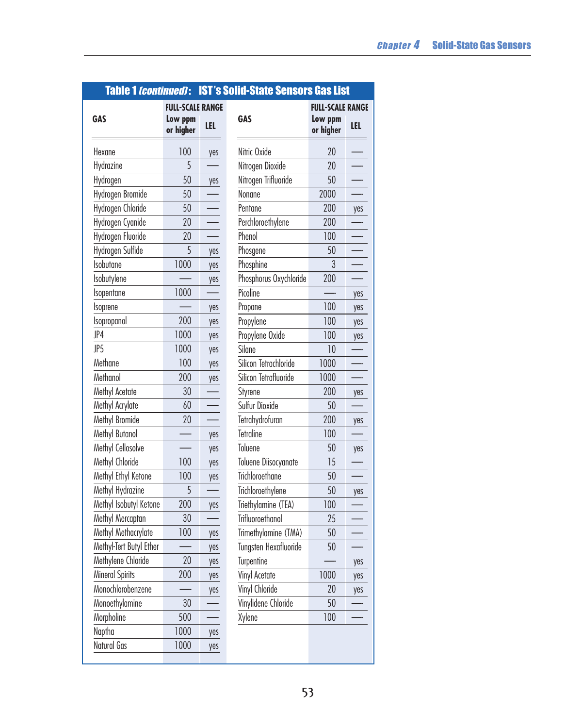## Table 1 *(continued)*: IST's Solid-State Sensors Gas List

| GAS | FULL-SCALE RANGE Low ppm or higher | LEL | GAS | FULL-SCALE RANGE Low ppm or higher | LEL |
|---|---|---|---|---|---|
| Hexane | 100 | yes | Nitric Oxide | 20 | — |
| Hydrazine | 5 | — | Nitrogen Dioxide | 20 | — |
| Hydrogen | 50 | yes | Nitrogen Trifluoride | 50 | — |
| Hydrogen Bromide | 50 | — | Nonane | 2000 | — |
| Hydrogen Chloride | 50 | — | Pentane | 200 | yes |
| Hydrogen Cyanide | 20 | — | Perchloroethylene | 200 | — |
| Hydrogen Fluoride | 20 | — | Phenol | 100 | — |
| Hydrogen Sulfide | 5 | yes | Phosgene | 50 | — |
| Isobutane | 1000 | yes | Phosphine | 3 | — |
| Isobutylene | — | yes | Phosphorus Oxychloride | 200 | — |
| Isopentane | 1000 | — | Picoline | — | yes |
| Isoprene | — | yes | Propane | 100 | yes |
| Isopropanol | 200 | yes | Propylene | 100 | yes |
| JP4 | 1000 | yes | Propylene Oxide | 100 | yes |
| JP5 | 1000 | yes | Silane | 10 | — |
| Methane | 100 | yes | Silicon Tetrachloride | 1000 | — |
| Methanol | 200 | yes | Silicon Tetrafluoride | 1000 | — |
| Methyl Acetate | 30 | — | Styrene | 200 | yes |
| Methyl Acrylate | 60 | — | Sulfur Dioxide | 50 | — |
| Methyl Bromide | 20 | — | Tetrahydrofuran | 200 | yes |
| Methyl Butanol | — | yes | Tetraline | 100 | — |
| Methyl Cellosolve | — | yes | Toluene | 50 | yes |
| Methyl Chloride | 100 | yes | Toluene Diisocyanate | 15 | — |
| Methyl Ethyl Ketone | 100 | yes | Trichloroethane | 50 | — |
| Methyl Hydrazine | 5 | — | Trichloroethylene | 50 | yes |
| Methyl Isobutyl Ketone | 200 | yes | Triethylamine (TEA) | 100 | — |
| Methyl Mercaptan | 30 | — | Trifluoroethanol | 25 | — |
| Methyl Methacrylate | 100 | yes | Trimethylamine (TMA) | 50 | — |
| Methyl-Tert Butyl Ether | — | yes | Tungsten Hexafluoride | 50 | — |
| Methylene Chloride | 20 | yes | Turpentine | — | yes |
| Mineral Spirits | 200 | yes | Vinyl Acetate | 1000 | yes |
| Monochlorobenzene | — | yes | Vinyl Chloride | 20 | yes |
| Monoethylamine | 30 | — | Vinylidene Chloride | 50 | — |
| Morpholine | 500 | — | Xylene | 100 | — |
| Naptha | 1000 | yes | | | |
| Natural Gas | 1000 | yes | | | |